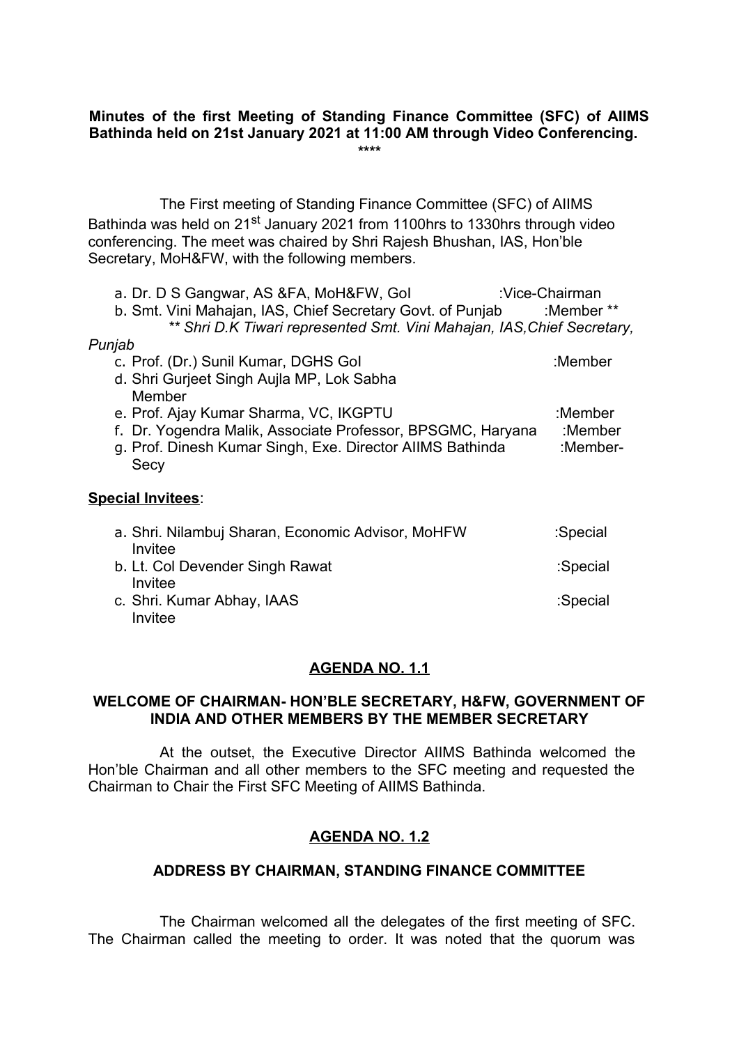**Minutes of the first Meeting of Standing Finance Committee (SFC) of AIIMS Bathinda held on 21st January 2021 at 11:00 AM through Video Conferencing.**

\*\*\*\*

The First meeting of Standing Finance Committee (SFC) of AIIMS Bathinda was held on 21st January 2021 from 1100hrs to 1330hrs through video conferencing. The meet was chaired by Shri Rajesh Bhushan, IAS, Hon'ble Secretary, MoH&FW, with the following members.

a. Dr. D S Gangwar, AS &FA, MoH&FW, GoI :Vice-Chairman
b. Smt. Vini Mahajan, IAS, Chief Secretary Govt. of Punjab :Member **
*** Shri D.K Tiwari represented Smt. Vini Mahajan, IAS,Chief Secretary, Punjab*
c. Prof. (Dr.) Sunil Kumar, DGHS GoI :Member
d. Shri Gurjeet Singh Aujla MP, Lok Sabha Member
e. Prof. Ajay Kumar Sharma, VC, IKGPTU :Member
f. Dr. Yogendra Malik, Associate Professor, BPSGMC, Haryana :Member
g. Prof. Dinesh Kumar Singh, Exe. Director AIIMS Bathinda :Member-Secy

**Special Invitees**:

a. Shri. Nilambuj Sharan, Economic Advisor, MoHFW :Special Invitee
b. Lt. Col Devender Singh Rawat :Special Invitee
c. Shri. Kumar Abhay, IAAS :Special Invitee

## AGENDA NO. 1.1

### WELCOME OF CHAIRMAN- HON'BLE SECRETARY, H&FW, GOVERNMENT OF INDIA AND OTHER MEMBERS BY THE MEMBER SECRETARY

At the outset, the Executive Director AIIMS Bathinda welcomed the Hon'ble Chairman and all other members to the SFC meeting and requested the Chairman to Chair the First SFC Meeting of AIIMS Bathinda.

## AGENDA NO. 1.2

### ADDRESS BY CHAIRMAN, STANDING FINANCE COMMITTEE

The Chairman welcomed all the delegates of the first meeting of SFC. The Chairman called the meeting to order. It was noted that the quorum was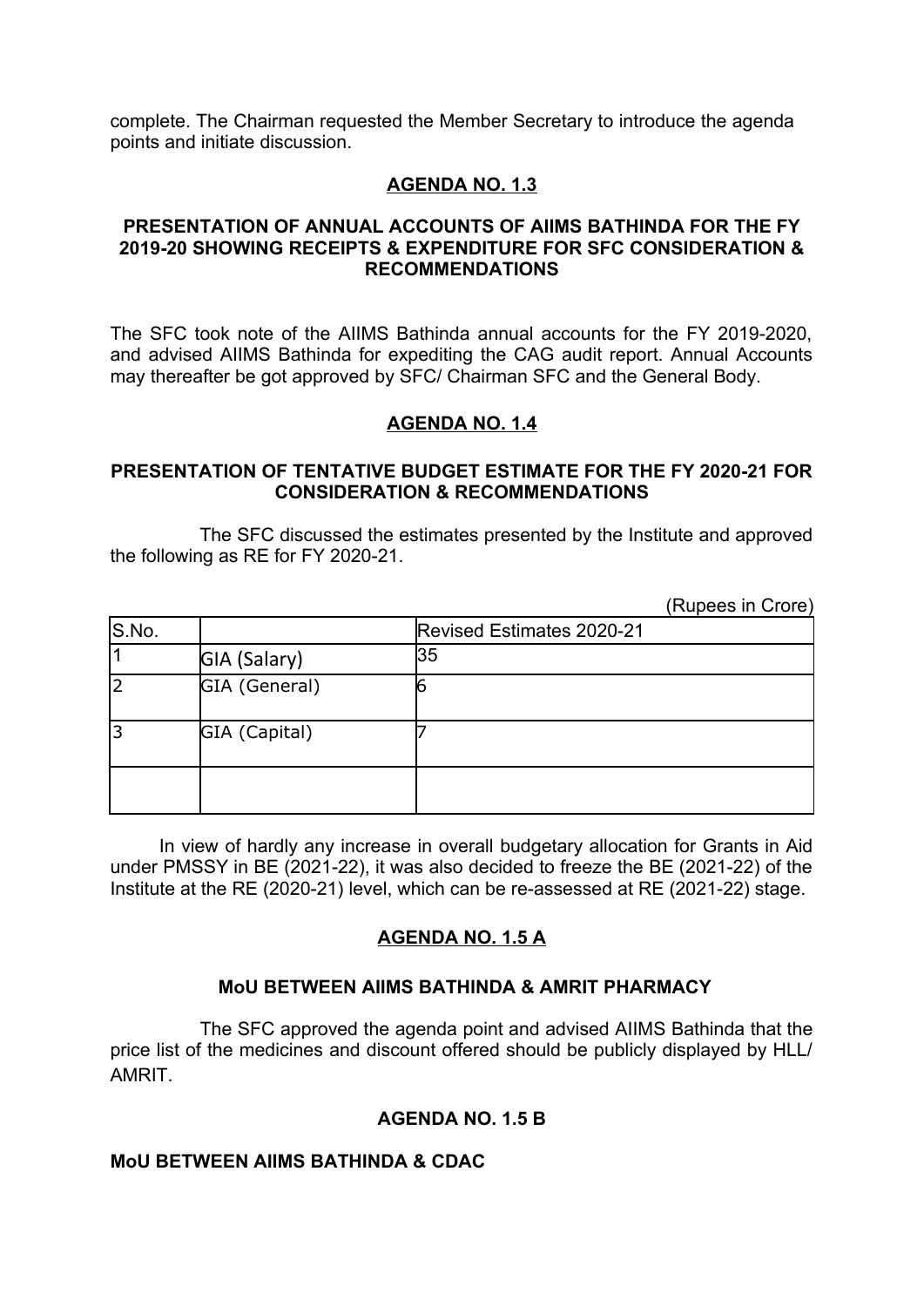complete. The Chairman requested the Member Secretary to introduce the agenda points and initiate discussion.

## AGENDA NO. 1.3

### PRESENTATION OF ANNUAL ACCOUNTS OF AIIMS BATHINDA FOR THE FY 2019-20 SHOWING RECEIPTS & EXPENDITURE FOR SFC CONSIDERATION & RECOMMENDATIONS

The SFC took note of the AIIMS Bathinda annual accounts for the FY 2019-2020, and advised AIIMS Bathinda for expediting the CAG audit report. Annual Accounts may thereafter be got approved by SFC/ Chairman SFC and the General Body.

## AGENDA NO. 1.4

### PRESENTATION OF TENTATIVE BUDGET ESTIMATE FOR THE FY 2020-21 FOR CONSIDERATION & RECOMMENDATIONS

The SFC discussed the estimates presented by the Institute and approved the following as RE for FY 2020-21.

(Rupees in Crore)

| S.No. | | Revised Estimates 2020-21 |
|---|---|---|
| 1 | GIA (Salary) | 35 |
| 2 | GIA (General) | 6 |
| 3 | GIA (Capital) | 7 |
| | | |

In view of hardly any increase in overall budgetary allocation for Grants in Aid under PMSSY in BE (2021-22), it was also decided to freeze the BE (2021-22) of the Institute at the RE (2020-21) level, which can be re-assessed at RE (2021-22) stage.

## AGENDA NO. 1.5 A

### MoU BETWEEN AIIMS BATHINDA & AMRIT PHARMACY

The SFC approved the agenda point and advised AIIMS Bathinda that the price list of the medicines and discount offered should be publicly displayed by HLL/ AMRIT.

## AGENDA NO. 1.5 B

### MoU BETWEEN AIIMS BATHINDA & CDAC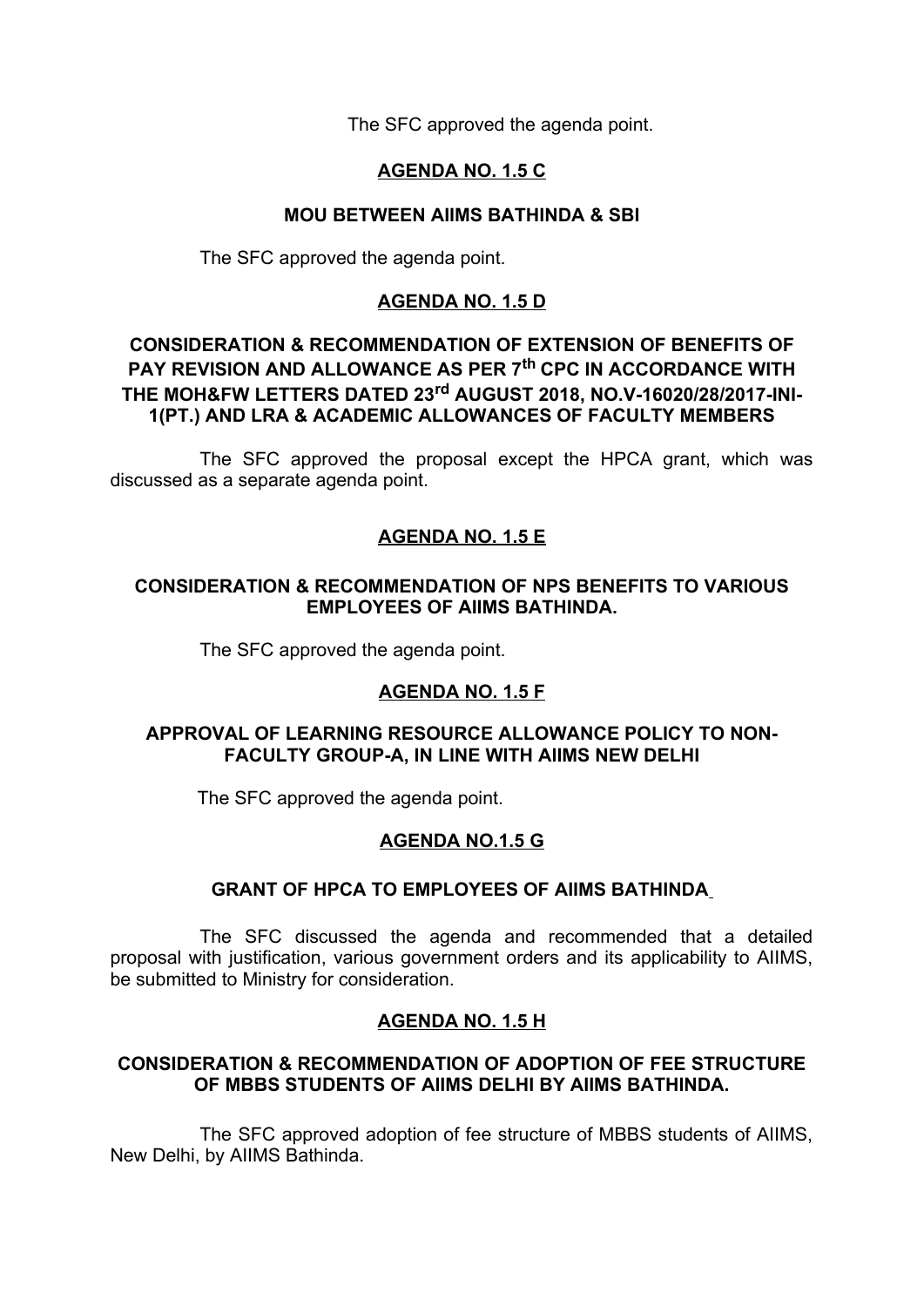The SFC approved the agenda point.

## AGENDA NO. 1.5 C

### MOU BETWEEN AIIMS BATHINDA & SBI

The SFC approved the agenda point.

## AGENDA NO. 1.5 D

### CONSIDERATION & RECOMMENDATION OF EXTENSION OF BENEFITS OF PAY REVISION AND ALLOWANCE AS PER 7th CPC IN ACCORDANCE WITH THE MOH&FW LETTERS DATED 23rd AUGUST 2018, NO.V-16020/28/2017-INI-1(PT.) AND LRA & ACADEMIC ALLOWANCES OF FACULTY MEMBERS

The SFC approved the proposal except the HPCA grant, which was discussed as a separate agenda point.

## AGENDA NO. 1.5 E

### CONSIDERATION & RECOMMENDATION OF NPS BENEFITS TO VARIOUS EMPLOYEES OF AIIMS BATHINDA.

The SFC approved the agenda point.

## AGENDA NO. 1.5 F

### APPROVAL OF LEARNING RESOURCE ALLOWANCE POLICY TO NON-FACULTY GROUP-A, IN LINE WITH AIIMS NEW DELHI

The SFC approved the agenda point.

## AGENDA NO.1.5 G

### GRANT OF HPCA TO EMPLOYEES OF AIIMS BATHINDA

The SFC discussed the agenda and recommended that a detailed proposal with justification, various government orders and its applicability to AIIMS, be submitted to Ministry for consideration.

## AGENDA NO. 1.5 H

### CONSIDERATION & RECOMMENDATION OF ADOPTION OF FEE STRUCTURE OF MBBS STUDENTS OF AIIMS DELHI BY AIIMS BATHINDA.

The SFC approved adoption of fee structure of MBBS students of AIIMS, New Delhi, by AIIMS Bathinda.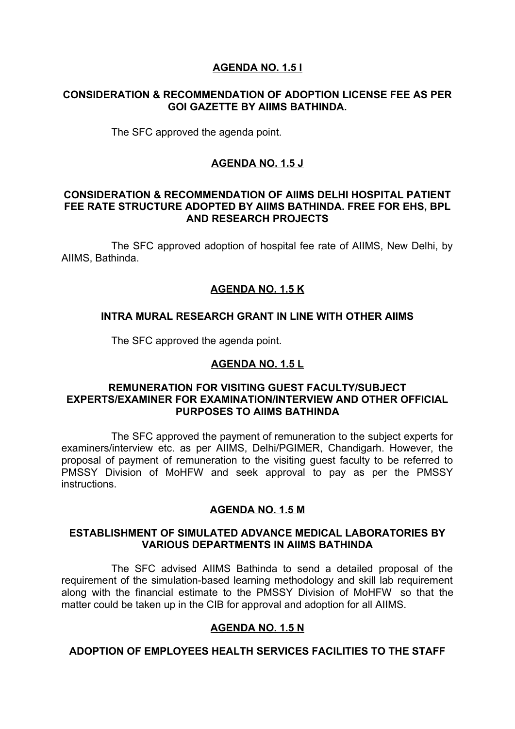**AGENDA NO. 1.5 I**

**CONSIDERATION & RECOMMENDATION OF ADOPTION LICENSE FEE AS PER GOI GAZETTE BY AIIMS BATHINDA.**

The SFC approved the agenda point.

**AGENDA NO. 1.5 J**

**CONSIDERATION & RECOMMENDATION OF AIIMS DELHI HOSPITAL PATIENT FEE RATE STRUCTURE ADOPTED BY AIIMS BATHINDA. FREE FOR EHS, BPL AND RESEARCH PROJECTS**

The SFC approved adoption of hospital fee rate of AIIMS, New Delhi, by AIIMS, Bathinda.

**AGENDA NO. 1.5 K**

**INTRA MURAL RESEARCH GRANT IN LINE WITH OTHER AIIMS**

The SFC approved the agenda point.

**AGENDA NO. 1.5 L**

**REMUNERATION FOR VISITING GUEST FACULTY/SUBJECT EXPERTS/EXAMINER FOR EXAMINATION/INTERVIEW AND OTHER OFFICIAL PURPOSES TO AIIMS BATHINDA**

The SFC approved the payment of remuneration to the subject experts for examiners/interview etc. as per AIIMS, Delhi/PGIMER, Chandigarh. However, the proposal of payment of remuneration to the visiting guest faculty to be referred to PMSSY Division of MoHFW and seek approval to pay as per the PMSSY instructions.

**AGENDA NO. 1.5 M**

**ESTABLISHMENT OF SIMULATED ADVANCE MEDICAL LABORATORIES BY VARIOUS DEPARTMENTS IN AIIMS BATHINDA**

The SFC advised AIIMS Bathinda to send a detailed proposal of the requirement of the simulation-based learning methodology and skill lab requirement along with the financial estimate to the PMSSY Division of MoHFW so that the matter could be taken up in the CIB for approval and adoption for all AIIMS.

**AGENDA NO. 1.5 N**

**ADOPTION OF EMPLOYEES HEALTH SERVICES FACILITIES TO THE STAFF**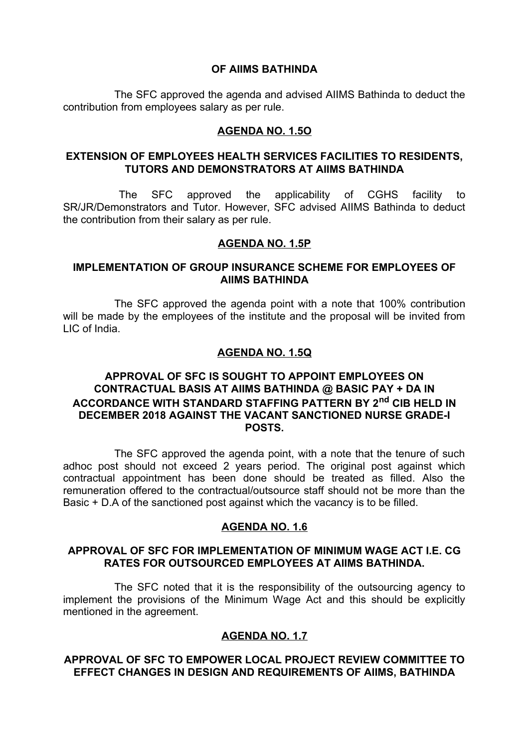**OF AIIMS BATHINDA**

The SFC approved the agenda and advised AIIMS Bathinda to deduct the contribution from employees salary as per rule.

## AGENDA NO. 1.5O

**EXTENSION OF EMPLOYEES HEALTH SERVICES FACILITIES TO RESIDENTS, TUTORS AND DEMONSTRATORS AT AIIMS BATHINDA**

The SFC approved the applicability of CGHS facility to SR/JR/Demonstrators and Tutor. However, SFC advised AIIMS Bathinda to deduct the contribution from their salary as per rule.

## AGENDA NO. 1.5P

**IMPLEMENTATION OF GROUP INSURANCE SCHEME FOR EMPLOYEES OF AIIMS BATHINDA**

The SFC approved the agenda point with a note that 100% contribution will be made by the employees of the institute and the proposal will be invited from LIC of India.

## AGENDA NO. 1.5Q

**APPROVAL OF SFC IS SOUGHT TO APPOINT EMPLOYEES ON CONTRACTUAL BASIS AT AIIMS BATHINDA @ BASIC PAY + DA IN ACCORDANCE WITH STANDARD STAFFING PATTERN BY 2nd CIB HELD IN DECEMBER 2018 AGAINST THE VACANT SANCTIONED NURSE GRADE-I POSTS.**

The SFC approved the agenda point, with a note that the tenure of such adhoc post should not exceed 2 years period. The original post against which contractual appointment has been done should be treated as filled. Also the remuneration offered to the contractual/outsource staff should not be more than the Basic + D.A of the sanctioned post against which the vacancy is to be filled.

## AGENDA NO. 1.6

**APPROVAL OF SFC FOR IMPLEMENTATION OF MINIMUM WAGE ACT I.E. CG RATES FOR OUTSOURCED EMPLOYEES AT AIIMS BATHINDA.**

The SFC noted that it is the responsibility of the outsourcing agency to implement the provisions of the Minimum Wage Act and this should be explicitly mentioned in the agreement.

## AGENDA NO. 1.7

**APPROVAL OF SFC TO EMPOWER LOCAL PROJECT REVIEW COMMITTEE TO EFFECT CHANGES IN DESIGN AND REQUIREMENTS OF AIIMS, BATHINDA**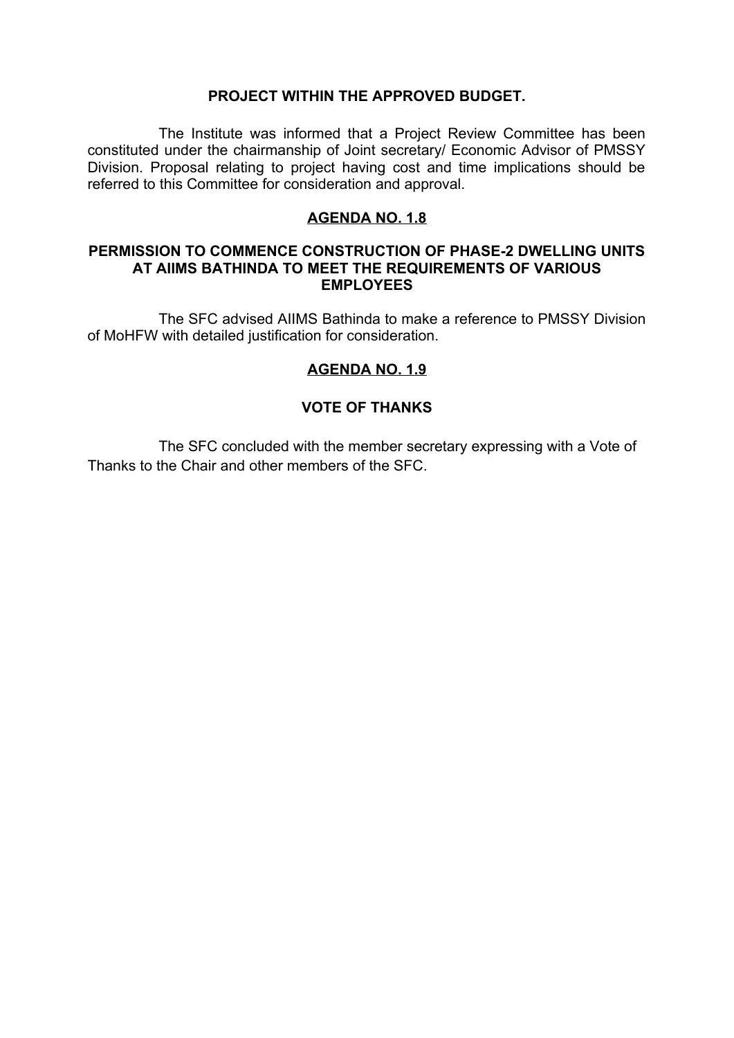**PROJECT WITHIN THE APPROVED BUDGET.**

The Institute was informed that a Project Review Committee has been constituted under the chairmanship of Joint secretary/ Economic Advisor of PMSSY Division. Proposal relating to project having cost and time implications should be referred to this Committee for consideration and approval.

## AGENDA NO. 1.8

### PERMISSION TO COMMENCE CONSTRUCTION OF PHASE-2 DWELLING UNITS AT AIIMS BATHINDA TO MEET THE REQUIREMENTS OF VARIOUS EMPLOYEES

The SFC advised AIIMS Bathinda to make a reference to PMSSY Division of MoHFW with detailed justification for consideration.

## AGENDA NO. 1.9

### VOTE OF THANKS

The SFC concluded with the member secretary expressing with a Vote of Thanks to the Chair and other members of the SFC.